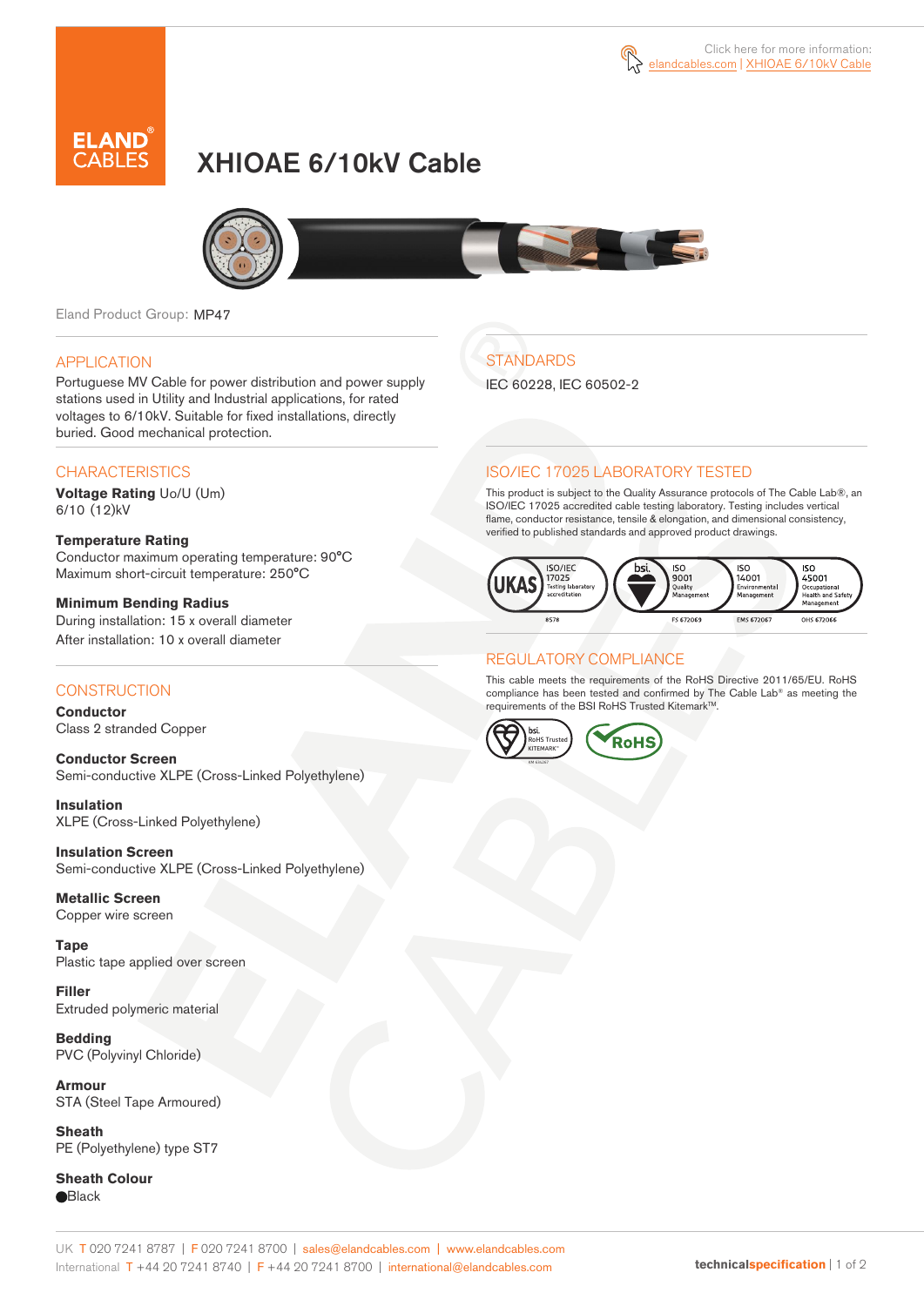Click here for more information: elandcables.com | XHIOAE 6/10kV Cable

# XHIOAE 6/10kV Cable

Eland Product Group: MP47

## APPLICATION

Portuguese MV Cable for power distribution and power supply stations used in Utility and Industrial applications, for rated voltages to 6/10kV. Suitable for fixed installations, directly buried. Good mechanical protection.

## CHARACTERISTICS

**Voltage Rating** Uo/U (Um)
6/10 (12)kV

**Temperature Rating**
Conductor maximum operating temperature: 90°C
Maximum short-circuit temperature: 250°C

**Minimum Bending Radius**
During installation: 15 x overall diameter
After installation: 10 x overall diameter

## CONSTRUCTION

**Conductor**
Class 2 stranded Copper

**Conductor Screen**
Semi-conductive XLPE (Cross-Linked Polyethylene)

**Insulation**
XLPE (Cross-Linked Polyethylene)

**Insulation Screen**
Semi-conductive XLPE (Cross-Linked Polyethylene)

**Metallic Screen**
Copper wire screen

**Tape**
Plastic tape applied over screen

**Filler**
Extruded polymeric material

**Bedding**
PVC (Polyvinyl Chloride)

**Armour**
STA (Steel Tape Armoured)

**Sheath**
PE (Polyethylene) type ST7

**Sheath Colour**
⬤Black

## STANDARDS

IEC 60228, IEC 60502-2

## ISO/IEC 17025 LABORATORY TESTED

This product is subject to the Quality Assurance protocols of The Cable Lab®, an ISO/IEC 17025 accredited cable testing laboratory. Testing includes vertical flame, conductor resistance, tensile & elongation, and dimensional consistency, verified to published standards and approved product drawings.

UKAS ISO/IEC 17025 Testing laboratory accreditation 8578 | bsi. ISO 9001 Quality Management FS 672069 | ISO 14001 Environmental Management EMS 672067 | ISO 45001 Occupational Health and Safety Management OHS 672066

## REGULATORY COMPLIANCE

This cable meets the requirements of the RoHS Directive 2011/65/EU. RoHS compliance has been tested and confirmed by The Cable Lab® as meeting the requirements of the BSI RoHS Trusted Kitemark™.

bsi. RoHS Trusted KITEMARK™ | RoHS

UK T 020 7241 8787 | F 020 7241 8700 | sales@elandcables.com | www.elandcables.com
International T +44 20 7241 8740 | F +44 20 7241 8700 | international@elandcables.com

technicalspecification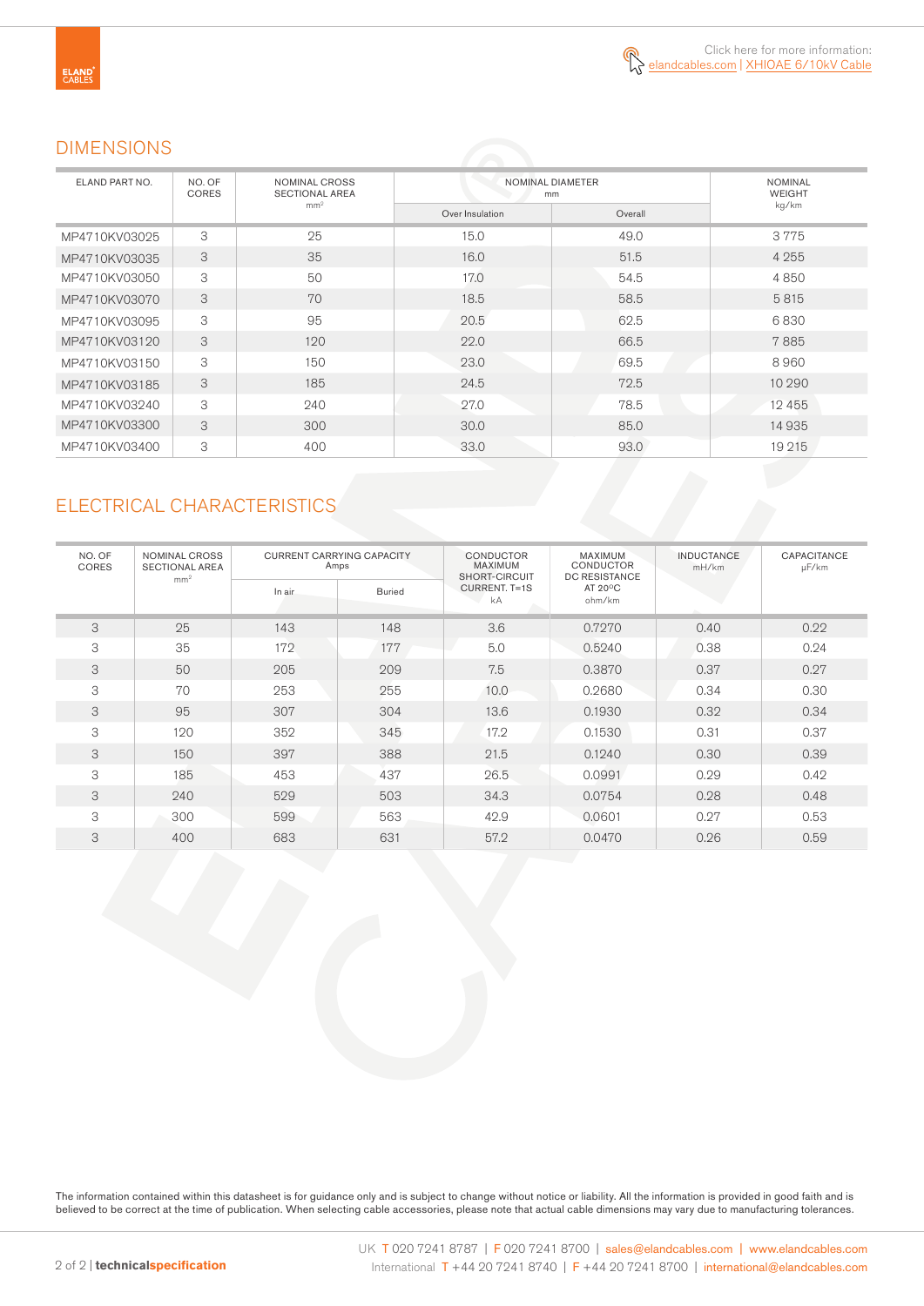Click here for more information: elandcables.com | XHIOAE 6/10kV Cable

## DIMENSIONS

| ELAND PART NO. | NO. OF CORES | NOMINAL CROSS SECTIONAL AREA $mm^2$ | NOMINAL DIAMETER mm | | NOMINAL WEIGHT kg/km |
|---|---|---|---|---|---|
| | | | Over Insulation | Overall | |
| MP4710KV03025 | 3 | 25 | 15.0 | 49.0 | 3 775 |
| MP4710KV03035 | 3 | 35 | 16.0 | 51.5 | 4 255 |
| MP4710KV03050 | 3 | 50 | 17.0 | 54.5 | 4 850 |
| MP4710KV03070 | 3 | 70 | 18.5 | 58.5 | 5 815 |
| MP4710KV03095 | 3 | 95 | 20.5 | 62.5 | 6 830 |
| MP4710KV03120 | 3 | 120 | 22.0 | 66.5 | 7 885 |
| MP4710KV03150 | 3 | 150 | 23.0 | 69.5 | 8 960 |
| MP4710KV03185 | 3 | 185 | 24.5 | 72.5 | 10 290 |
| MP4710KV03240 | 3 | 240 | 27.0 | 78.5 | 12 455 |
| MP4710KV03300 | 3 | 300 | 30.0 | 85.0 | 14 935 |
| MP4710KV03400 | 3 | 400 | 33.0 | 93.0 | 19 215 |

## ELECTRICAL CHARACTERISTICS

| NO. OF CORES | NOMINAL CROSS SECTIONAL AREA $mm^2$ | CURRENT CARRYING CAPACITY Amps | | CONDUCTOR MAXIMUM SHORT-CIRCUIT CURRENT. T=1S kA | MAXIMUM CONDUCTOR DC RESISTANCE AT 20°C ohm/km | INDUCTANCE mH/km | CAPACITANCE μF/km |
|---|---|---|---|---|---|---|---|
| | | In air | Buried | | | | |
| 3 | 25 | 143 | 148 | 3.6 | 0.7270 | 0.40 | 0.22 |
| 3 | 35 | 172 | 177 | 5.0 | 0.5240 | 0.38 | 0.24 |
| 3 | 50 | 205 | 209 | 7.5 | 0.3870 | 0.37 | 0.27 |
| 3 | 70 | 253 | 255 | 10.0 | 0.2680 | 0.34 | 0.30 |
| 3 | 95 | 307 | 304 | 13.6 | 0.1930 | 0.32 | 0.34 |
| 3 | 120 | 352 | 345 | 17.2 | 0.1530 | 0.31 | 0.37 |
| 3 | 150 | 397 | 388 | 21.5 | 0.1240 | 0.30 | 0.39 |
| 3 | 185 | 453 | 437 | 26.5 | 0.0991 | 0.29 | 0.42 |
| 3 | 240 | 529 | 503 | 34.3 | 0.0754 | 0.28 | 0.48 |
| 3 | 300 | 599 | 563 | 42.9 | 0.0601 | 0.27 | 0.53 |
| 3 | 400 | 683 | 631 | 57.2 | 0.0470 | 0.26 | 0.59 |

The information contained within this datasheet is for guidance only and is subject to change without notice or liability. All the information is provided in good faith and is believed to be correct at the time of publication. When selecting cable accessories, please note that actual cable dimensions may vary due to manufacturing tolerances.

UK T 020 7241 8787 | F 020 7241 8700 | sales@elandcables.com | www.elandcables.com
International T +44 20 7241 8740 | F +44 20 7241 8700 | international@elandcables.com